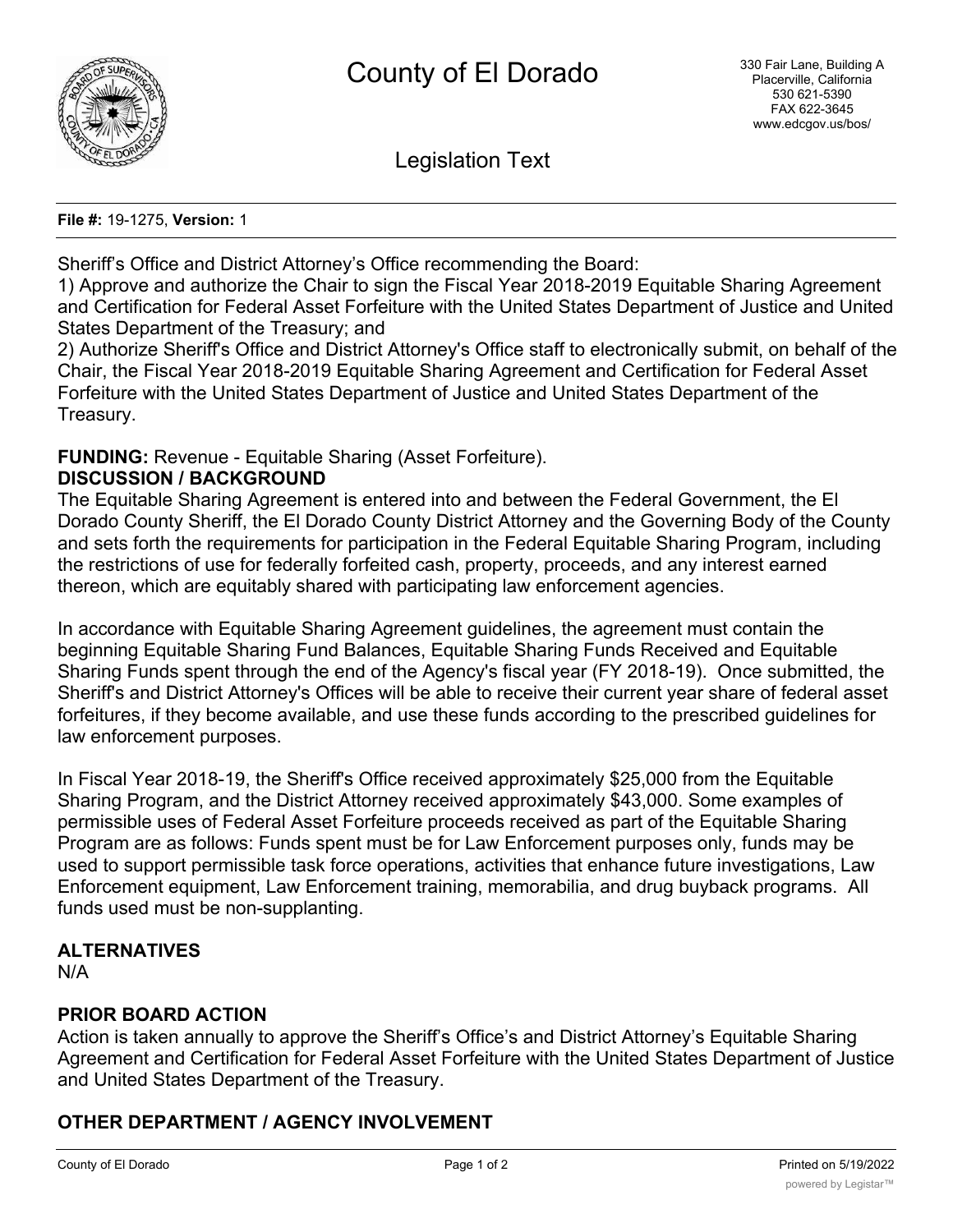# County of El Dorado

330 Fair Lane, Building A
Placerville, California
530 621-5390
FAX 622-3645
www.edcgov.us/bos/

## Legislation Text

**File #:** 19-1275, **Version:** 1

Sheriff's Office and District Attorney's Office recommending the Board:
1) Approve and authorize the Chair to sign the Fiscal Year 2018-2019 Equitable Sharing Agreement and Certification for Federal Asset Forfeiture with the United States Department of Justice and United States Department of the Treasury; and
2) Authorize Sheriff's Office and District Attorney's Office staff to electronically submit, on behalf of the Chair, the Fiscal Year 2018-2019 Equitable Sharing Agreement and Certification for Federal Asset Forfeiture with the United States Department of Justice and United States Department of the Treasury.

**FUNDING:** Revenue - Equitable Sharing (Asset Forfeiture).

**DISCUSSION / BACKGROUND**

The Equitable Sharing Agreement is entered into and between the Federal Government, the El Dorado County Sheriff, the El Dorado County District Attorney and the Governing Body of the County and sets forth the requirements for participation in the Federal Equitable Sharing Program, including the restrictions of use for federally forfeited cash, property, proceeds, and any interest earned thereon, which are equitably shared with participating law enforcement agencies.

In accordance with Equitable Sharing Agreement guidelines, the agreement must contain the beginning Equitable Sharing Fund Balances, Equitable Sharing Funds Received and Equitable Sharing Funds spent through the end of the Agency's fiscal year (FY 2018-19). Once submitted, the Sheriff's and District Attorney's Offices will be able to receive their current year share of federal asset forfeitures, if they become available, and use these funds according to the prescribed guidelines for law enforcement purposes.

In Fiscal Year 2018-19, the Sheriff's Office received approximately $25,000 from the Equitable Sharing Program, and the District Attorney received approximately $43,000. Some examples of permissible uses of Federal Asset Forfeiture proceeds received as part of the Equitable Sharing Program are as follows: Funds spent must be for Law Enforcement purposes only, funds may be used to support permissible task force operations, activities that enhance future investigations, Law Enforcement equipment, Law Enforcement training, memorabilia, and drug buyback programs. All funds used must be non-supplanting.

**ALTERNATIVES**

N/A

**PRIOR BOARD ACTION**

Action is taken annually to approve the Sheriff's Office's and District Attorney's Equitable Sharing Agreement and Certification for Federal Asset Forfeiture with the United States Department of Justice and United States Department of the Treasury.

**OTHER DEPARTMENT / AGENCY INVOLVEMENT**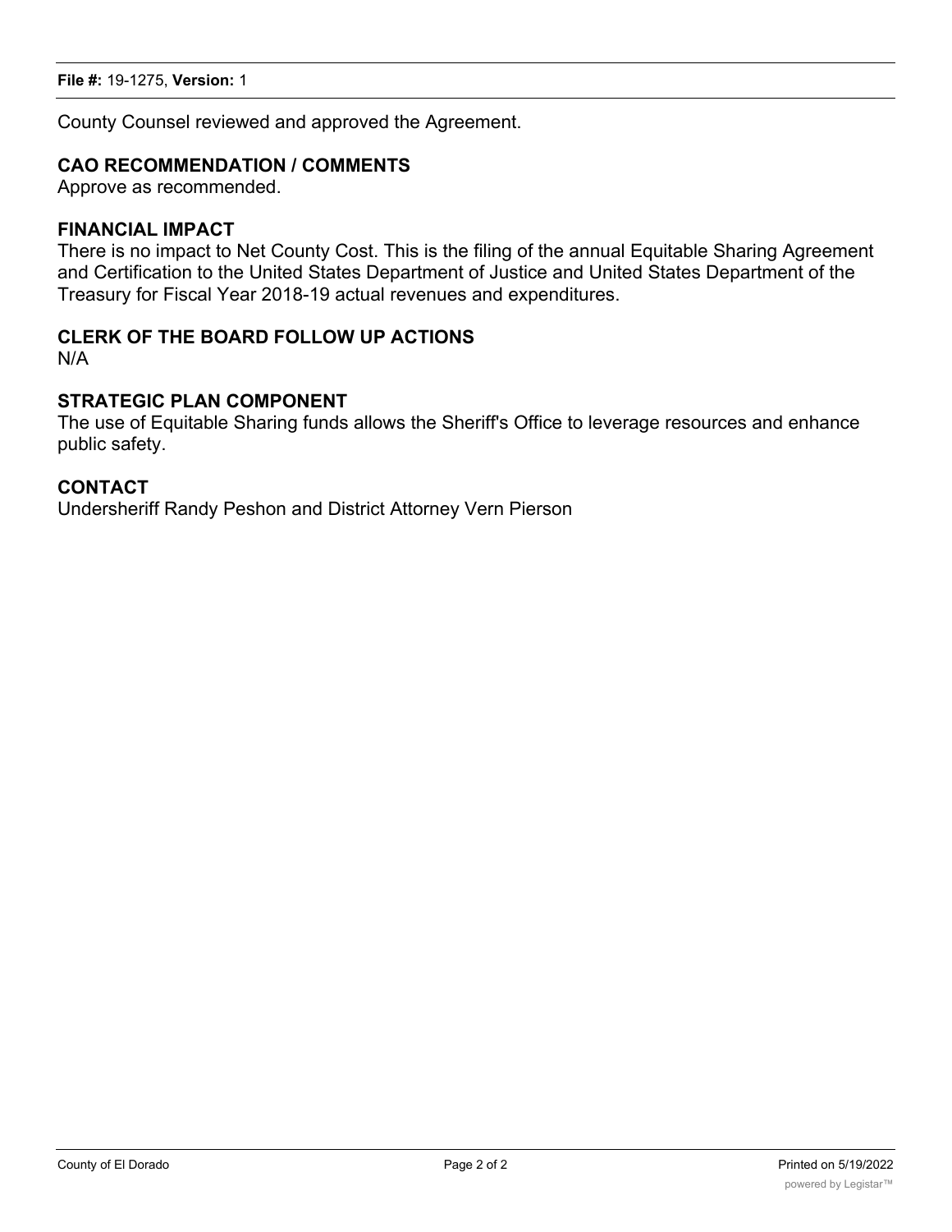County Counsel reviewed and approved the Agreement.

## CAO RECOMMENDATION / COMMENTS

Approve as recommended.

## FINANCIAL IMPACT

There is no impact to Net County Cost. This is the filing of the annual Equitable Sharing Agreement and Certification to the United States Department of Justice and United States Department of the Treasury for Fiscal Year 2018-19 actual revenues and expenditures.

## CLERK OF THE BOARD FOLLOW UP ACTIONS

N/A

## STRATEGIC PLAN COMPONENT

The use of Equitable Sharing funds allows the Sheriff's Office to leverage resources and enhance public safety.

## CONTACT

Undersheriff Randy Peshon and District Attorney Vern Pierson